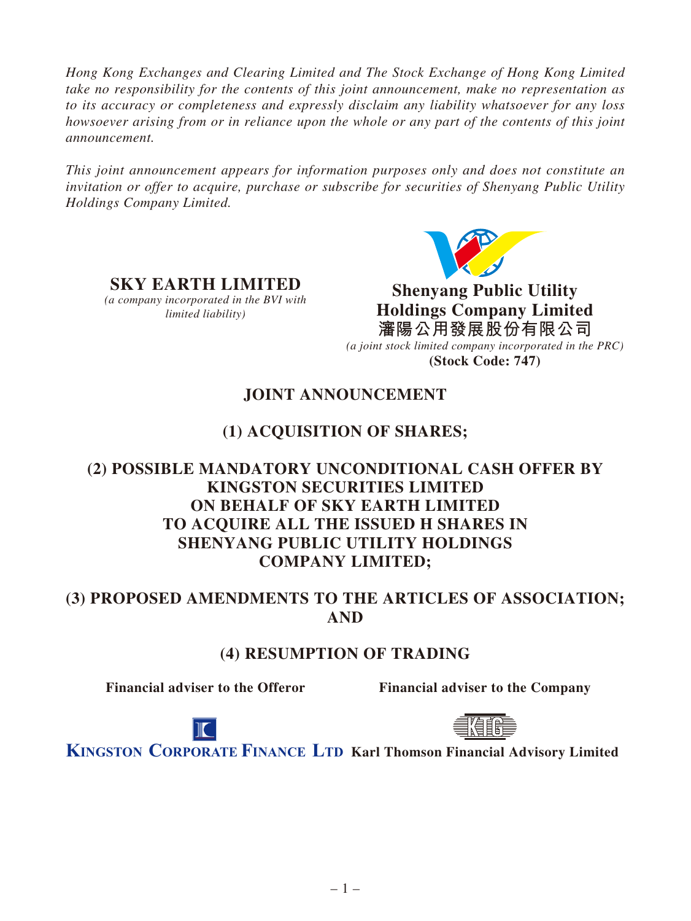*Hong Kong Exchanges and Clearing Limited and The Stock Exchange of Hong Kong Limited take no responsibility for the contents of this joint announcement, make no representation as to its accuracy or completeness and expressly disclaim any liability whatsoever for any loss howsoever arising from or in reliance upon the whole or any part of the contents of this joint announcement.*

*This joint announcement appears for information purposes only and does not constitute an invitation or offer to acquire, purchase or subscribe for securities of Shenyang Public Utility Holdings Company Limited.*

**SKY EARTH LIMITED**
*(a company incorporated in the BVI with limited liability)*

**Shenyang Public Utility Holdings Company Limited**
**瀋陽公用發展股份有限公司**
*(a joint stock limited company incorporated in the PRC)*
**(Stock Code: 747)**

# JOINT ANNOUNCEMENT

## (1) ACQUISITION OF SHARES;

## (2) POSSIBLE MANDATORY UNCONDITIONAL CASH OFFER BY KINGSTON SECURITIES LIMITED ON BEHALF OF SKY EARTH LIMITED TO ACQUIRE ALL THE ISSUED H SHARES IN SHENYANG PUBLIC UTILITY HOLDINGS COMPANY LIMITED;

## (3) PROPOSED AMENDMENTS TO THE ARTICLES OF ASSOCIATION; AND

## (4) RESUMPTION OF TRADING

**Financial adviser to the Offeror**

**KINGSTON CORPORATE FINANCE LTD**

**Financial adviser to the Company**

**Karl Thomson Financial Advisory Limited**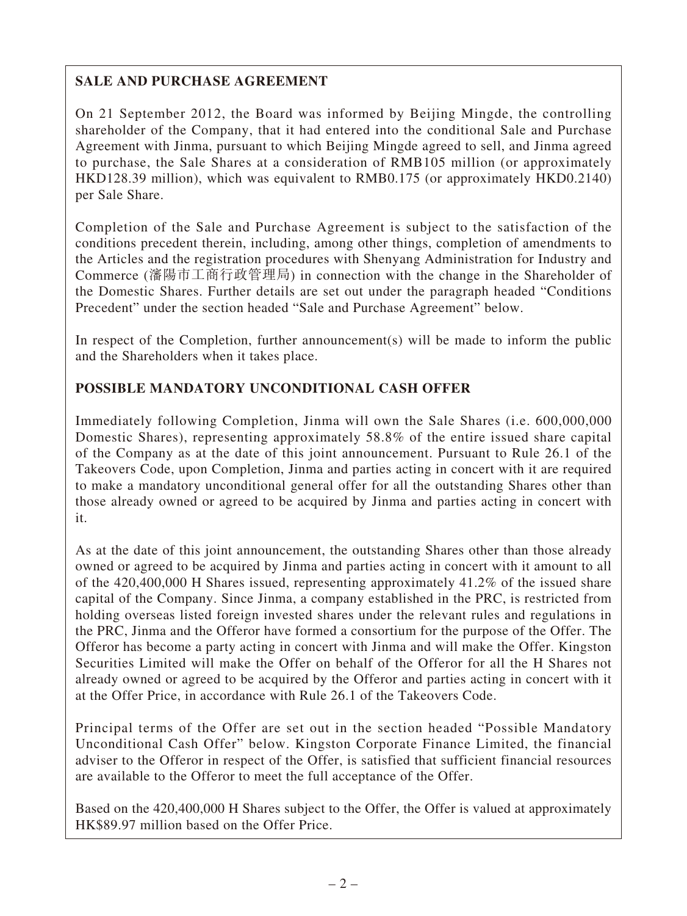**SALE AND PURCHASE AGREEMENT**

On 21 September 2012, the Board was informed by Beijing Mingde, the controlling shareholder of the Company, that it had entered into the conditional Sale and Purchase Agreement with Jinma, pursuant to which Beijing Mingde agreed to sell, and Jinma agreed to purchase, the Sale Shares at a consideration of RMB105 million (or approximately HKD128.39 million), which was equivalent to RMB0.175 (or approximately HKD0.2140) per Sale Share.

Completion of the Sale and Purchase Agreement is subject to the satisfaction of the conditions precedent therein, including, among other things, completion of amendments to the Articles and the registration procedures with Shenyang Administration for Industry and Commerce (瀋陽市工商行政管理局) in connection with the change in the Shareholder of the Domestic Shares. Further details are set out under the paragraph headed "Conditions Precedent" under the section headed "Sale and Purchase Agreement" below.

In respect of the Completion, further announcement(s) will be made to inform the public and the Shareholders when it takes place.

**POSSIBLE MANDATORY UNCONDITIONAL CASH OFFER**

Immediately following Completion, Jinma will own the Sale Shares (i.e. 600,000,000 Domestic Shares), representing approximately 58.8% of the entire issued share capital of the Company as at the date of this joint announcement. Pursuant to Rule 26.1 of the Takeovers Code, upon Completion, Jinma and parties acting in concert with it are required to make a mandatory unconditional general offer for all the outstanding Shares other than those already owned or agreed to be acquired by Jinma and parties acting in concert with it.

As at the date of this joint announcement, the outstanding Shares other than those already owned or agreed to be acquired by Jinma and parties acting in concert with it amount to all of the 420,400,000 H Shares issued, representing approximately 41.2% of the issued share capital of the Company. Since Jinma, a company established in the PRC, is restricted from holding overseas listed foreign invested shares under the relevant rules and regulations in the PRC, Jinma and the Offeror have formed a consortium for the purpose of the Offer. The Offeror has become a party acting in concert with Jinma and will make the Offer. Kingston Securities Limited will make the Offer on behalf of the Offeror for all the H Shares not already owned or agreed to be acquired by the Offeror and parties acting in concert with it at the Offer Price, in accordance with Rule 26.1 of the Takeovers Code.

Principal terms of the Offer are set out in the section headed "Possible Mandatory Unconditional Cash Offer" below. Kingston Corporate Finance Limited, the financial adviser to the Offeror in respect of the Offer, is satisfied that sufficient financial resources are available to the Offeror to meet the full acceptance of the Offer.

Based on the 420,400,000 H Shares subject to the Offer, the Offer is valued at approximately HK$89.97 million based on the Offer Price.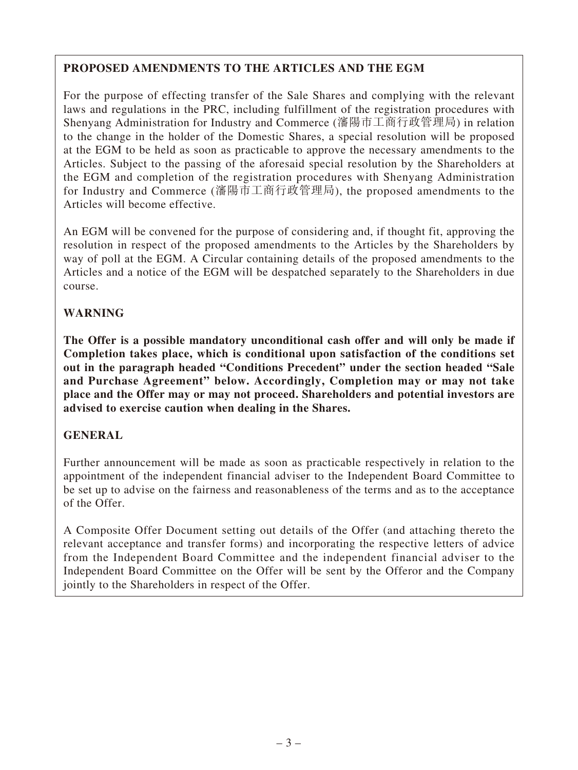## PROPOSED AMENDMENTS TO THE ARTICLES AND THE EGM

For the purpose of effecting transfer of the Sale Shares and complying with the relevant laws and regulations in the PRC, including fulfillment of the registration procedures with Shenyang Administration for Industry and Commerce (瀋陽市工商行政管理局) in relation to the change in the holder of the Domestic Shares, a special resolution will be proposed at the EGM to be held as soon as practicable to approve the necessary amendments to the Articles. Subject to the passing of the aforesaid special resolution by the Shareholders at the EGM and completion of the registration procedures with Shenyang Administration for Industry and Commerce (瀋陽市工商行政管理局), the proposed amendments to the Articles will become effective.

An EGM will be convened for the purpose of considering and, if thought fit, approving the resolution in respect of the proposed amendments to the Articles by the Shareholders by way of poll at the EGM. A Circular containing details of the proposed amendments to the Articles and a notice of the EGM will be despatched separately to the Shareholders in due course.

## WARNING

**The Offer is a possible mandatory unconditional cash offer and will only be made if Completion takes place, which is conditional upon satisfaction of the conditions set out in the paragraph headed "Conditions Precedent" under the section headed "Sale and Purchase Agreement" below. Accordingly, Completion may or may not take place and the Offer may or may not proceed. Shareholders and potential investors are advised to exercise caution when dealing in the Shares.**

## GENERAL

Further announcement will be made as soon as practicable respectively in relation to the appointment of the independent financial adviser to the Independent Board Committee to be set up to advise on the fairness and reasonableness of the terms and as to the acceptance of the Offer.

A Composite Offer Document setting out details of the Offer (and attaching thereto the relevant acceptance and transfer forms) and incorporating the respective letters of advice from the Independent Board Committee and the independent financial adviser to the Independent Board Committee on the Offer will be sent by the Offeror and the Company jointly to the Shareholders in respect of the Offer.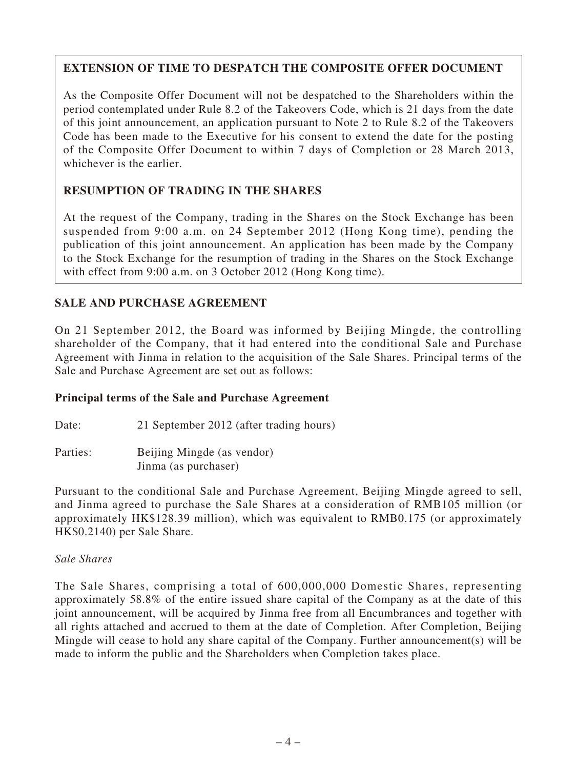**EXTENSION OF TIME TO DESPATCH THE COMPOSITE OFFER DOCUMENT**

As the Composite Offer Document will not be despatched to the Shareholders within the period contemplated under Rule 8.2 of the Takeovers Code, which is 21 days from the date of this joint announcement, an application pursuant to Note 2 to Rule 8.2 of the Takeovers Code has been made to the Executive for his consent to extend the date for the posting of the Composite Offer Document to within 7 days of Completion or 28 March 2013, whichever is the earlier.

**RESUMPTION OF TRADING IN THE SHARES**

At the request of the Company, trading in the Shares on the Stock Exchange has been suspended from 9:00 a.m. on 24 September 2012 (Hong Kong time), pending the publication of this joint announcement. An application has been made by the Company to the Stock Exchange for the resumption of trading in the Shares on the Stock Exchange with effect from 9:00 a.m. on 3 October 2012 (Hong Kong time).

## SALE AND PURCHASE AGREEMENT

On 21 September 2012, the Board was informed by Beijing Mingde, the controlling shareholder of the Company, that it had entered into the conditional Sale and Purchase Agreement with Jinma in relation to the acquisition of the Sale Shares. Principal terms of the Sale and Purchase Agreement are set out as follows:

### Principal terms of the Sale and Purchase Agreement

Date: 21 September 2012 (after trading hours)

Parties: Beijing Mingde (as vendor)
Jinma (as purchaser)

Pursuant to the conditional Sale and Purchase Agreement, Beijing Mingde agreed to sell, and Jinma agreed to purchase the Sale Shares at a consideration of RMB105 million (or approximately HK$128.39 million), which was equivalent to RMB0.175 (or approximately HK$0.2140) per Sale Share.

*Sale Shares*

The Sale Shares, comprising a total of 600,000,000 Domestic Shares, representing approximately 58.8% of the entire issued share capital of the Company as at the date of this joint announcement, will be acquired by Jinma free from all Encumbrances and together with all rights attached and accrued to them at the date of Completion. After Completion, Beijing Mingde will cease to hold any share capital of the Company. Further announcement(s) will be made to inform the public and the Shareholders when Completion takes place.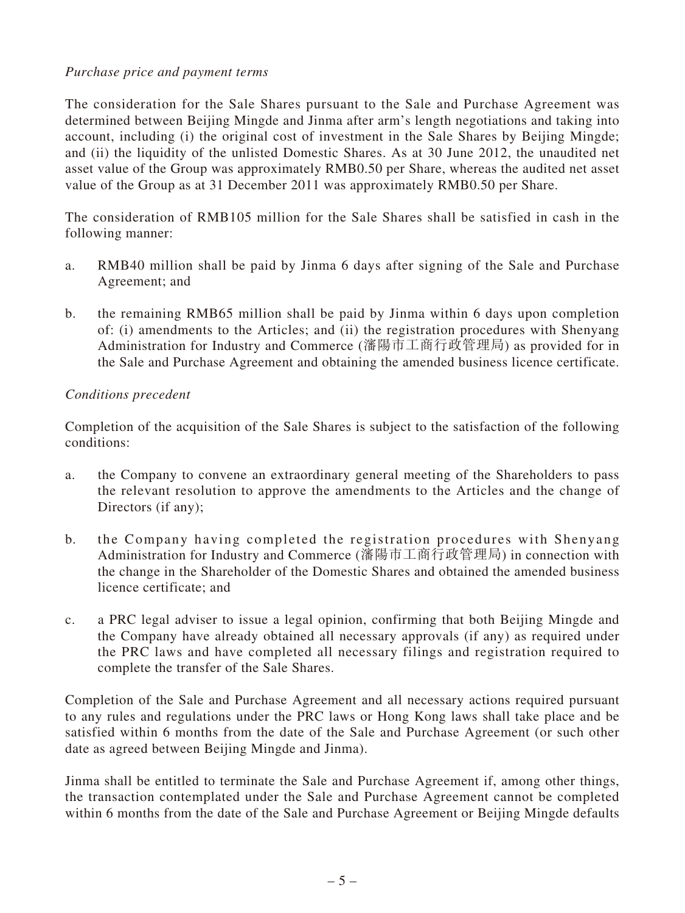*Purchase price and payment terms*

The consideration for the Sale Shares pursuant to the Sale and Purchase Agreement was determined between Beijing Mingde and Jinma after arm's length negotiations and taking into account, including (i) the original cost of investment in the Sale Shares by Beijing Mingde; and (ii) the liquidity of the unlisted Domestic Shares. As at 30 June 2012, the unaudited net asset value of the Group was approximately RMB0.50 per Share, whereas the audited net asset value of the Group as at 31 December 2011 was approximately RMB0.50 per Share.

The consideration of RMB105 million for the Sale Shares shall be satisfied in cash in the following manner:

a. RMB40 million shall be paid by Jinma 6 days after signing of the Sale and Purchase Agreement; and

b. the remaining RMB65 million shall be paid by Jinma within 6 days upon completion of: (i) amendments to the Articles; and (ii) the registration procedures with Shenyang Administration for Industry and Commerce (瀋陽市工商行政管理局) as provided for in the Sale and Purchase Agreement and obtaining the amended business licence certificate.

*Conditions precedent*

Completion of the acquisition of the Sale Shares is subject to the satisfaction of the following conditions:

a. the Company to convene an extraordinary general meeting of the Shareholders to pass the relevant resolution to approve the amendments to the Articles and the change of Directors (if any);

b. the Company having completed the registration procedures with Shenyang Administration for Industry and Commerce (瀋陽市工商行政管理局) in connection with the change in the Shareholder of the Domestic Shares and obtained the amended business licence certificate; and

c. a PRC legal adviser to issue a legal opinion, confirming that both Beijing Mingde and the Company have already obtained all necessary approvals (if any) as required under the PRC laws and have completed all necessary filings and registration required to complete the transfer of the Sale Shares.

Completion of the Sale and Purchase Agreement and all necessary actions required pursuant to any rules and regulations under the PRC laws or Hong Kong laws shall take place and be satisfied within 6 months from the date of the Sale and Purchase Agreement (or such other date as agreed between Beijing Mingde and Jinma).

Jinma shall be entitled to terminate the Sale and Purchase Agreement if, among other things, the transaction contemplated under the Sale and Purchase Agreement cannot be completed within 6 months from the date of the Sale and Purchase Agreement or Beijing Mingde defaults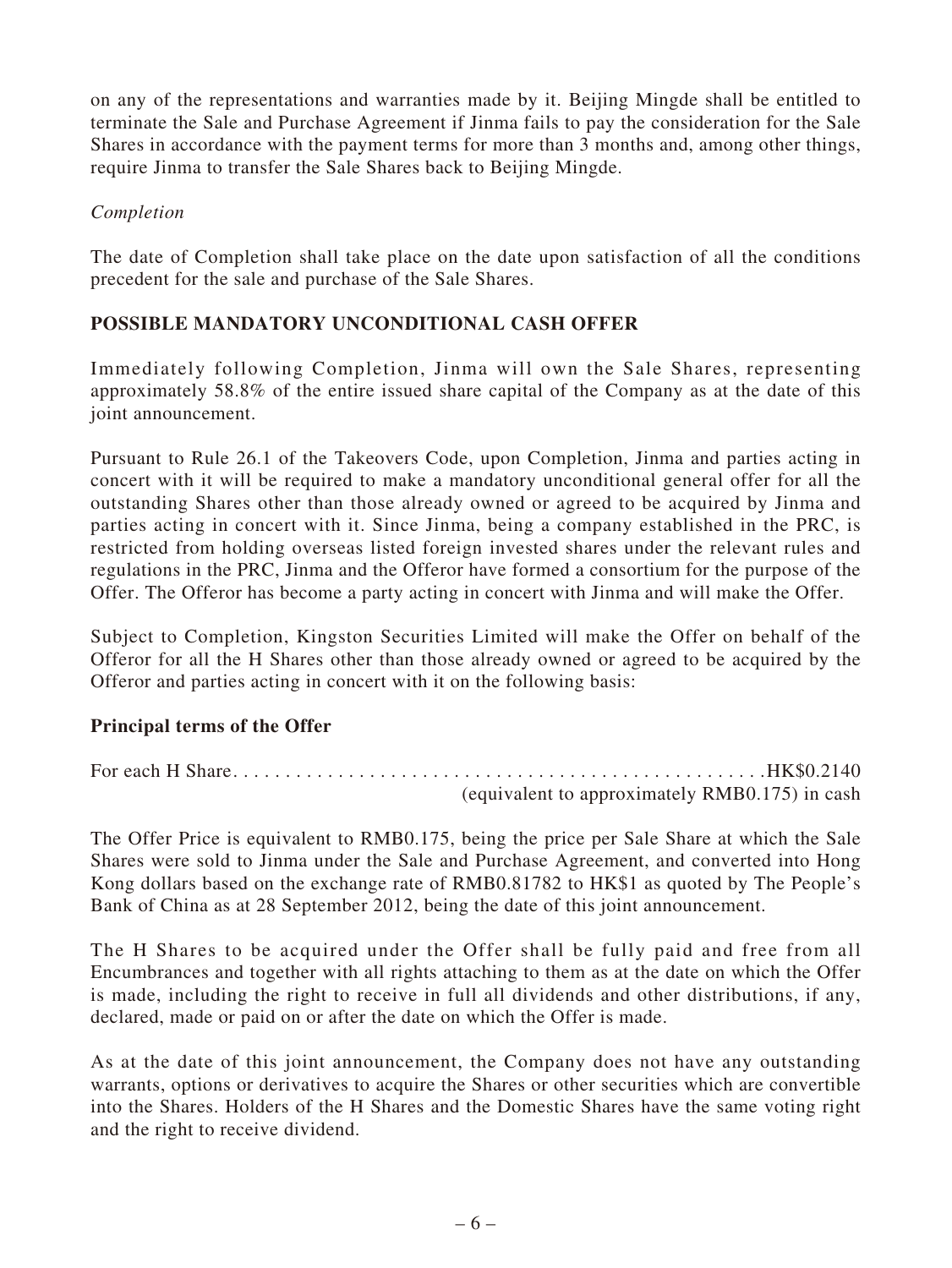on any of the representations and warranties made by it. Beijing Mingde shall be entitled to terminate the Sale and Purchase Agreement if Jinma fails to pay the consideration for the Sale Shares in accordance with the payment terms for more than 3 months and, among other things, require Jinma to transfer the Sale Shares back to Beijing Mingde.

*Completion*

The date of Completion shall take place on the date upon satisfaction of all the conditions precedent for the sale and purchase of the Sale Shares.

## POSSIBLE MANDATORY UNCONDITIONAL CASH OFFER

Immediately following Completion, Jinma will own the Sale Shares, representing approximately 58.8% of the entire issued share capital of the Company as at the date of this joint announcement.

Pursuant to Rule 26.1 of the Takeovers Code, upon Completion, Jinma and parties acting in concert with it will be required to make a mandatory unconditional general offer for all the outstanding Shares other than those already owned or agreed to be acquired by Jinma and parties acting in concert with it. Since Jinma, being a company established in the PRC, is restricted from holding overseas listed foreign invested shares under the relevant rules and regulations in the PRC, Jinma and the Offeror have formed a consortium for the purpose of the Offer. The Offeror has become a party acting in concert with Jinma and will make the Offer.

Subject to Completion, Kingston Securities Limited will make the Offer on behalf of the Offeror for all the H Shares other than those already owned or agreed to be acquired by the Offeror and parties acting in concert with it on the following basis:

### Principal terms of the Offer

For each H Share. . . . . . . . . . . . . . . . . . . . . . . . . . . . . . . . . . . . . . . . . . . . . . . . . . .HK$0.2140
(equivalent to approximately RMB0.175) in cash

The Offer Price is equivalent to RMB0.175, being the price per Sale Share at which the Sale Shares were sold to Jinma under the Sale and Purchase Agreement, and converted into Hong Kong dollars based on the exchange rate of RMB0.81782 to HK$1 as quoted by The People's Bank of China as at 28 September 2012, being the date of this joint announcement.

The H Shares to be acquired under the Offer shall be fully paid and free from all Encumbrances and together with all rights attaching to them as at the date on which the Offer is made, including the right to receive in full all dividends and other distributions, if any, declared, made or paid on or after the date on which the Offer is made.

As at the date of this joint announcement, the Company does not have any outstanding warrants, options or derivatives to acquire the Shares or other securities which are convertible into the Shares. Holders of the H Shares and the Domestic Shares have the same voting right and the right to receive dividend.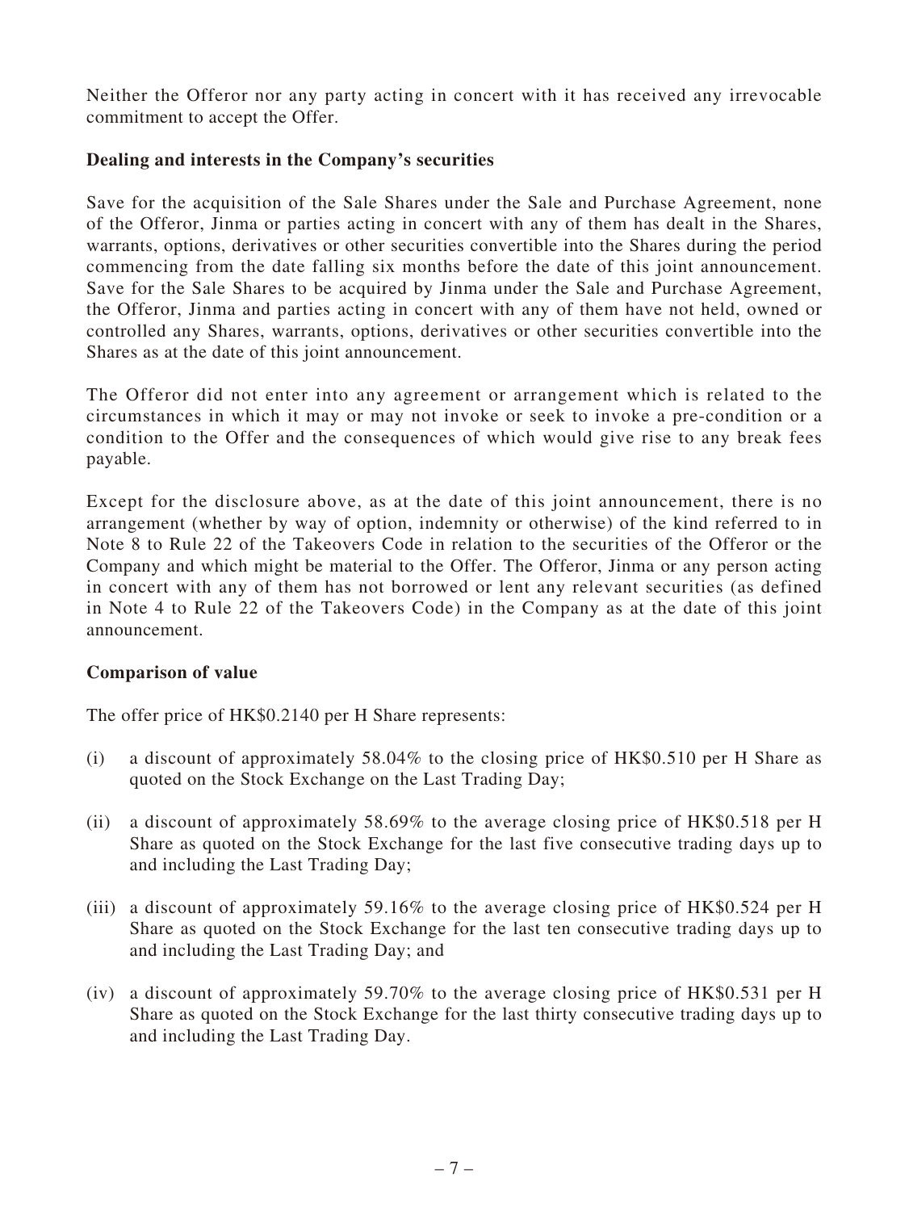Neither the Offeror nor any party acting in concert with it has received any irrevocable commitment to accept the Offer.

**Dealing and interests in the Company's securities**

Save for the acquisition of the Sale Shares under the Sale and Purchase Agreement, none of the Offeror, Jinma or parties acting in concert with any of them has dealt in the Shares, warrants, options, derivatives or other securities convertible into the Shares during the period commencing from the date falling six months before the date of this joint announcement. Save for the Sale Shares to be acquired by Jinma under the Sale and Purchase Agreement, the Offeror, Jinma and parties acting in concert with any of them have not held, owned or controlled any Shares, warrants, options, derivatives or other securities convertible into the Shares as at the date of this joint announcement.

The Offeror did not enter into any agreement or arrangement which is related to the circumstances in which it may or may not invoke or seek to invoke a pre-condition or a condition to the Offer and the consequences of which would give rise to any break fees payable.

Except for the disclosure above, as at the date of this joint announcement, there is no arrangement (whether by way of option, indemnity or otherwise) of the kind referred to in Note 8 to Rule 22 of the Takeovers Code in relation to the securities of the Offeror or the Company and which might be material to the Offer. The Offeror, Jinma or any person acting in concert with any of them has not borrowed or lent any relevant securities (as defined in Note 4 to Rule 22 of the Takeovers Code) in the Company as at the date of this joint announcement.

**Comparison of value**

The offer price of HK$0.2140 per H Share represents:

(i) a discount of approximately 58.04% to the closing price of HK$0.510 per H Share as quoted on the Stock Exchange on the Last Trading Day;

(ii) a discount of approximately 58.69% to the average closing price of HK$0.518 per H Share as quoted on the Stock Exchange for the last five consecutive trading days up to and including the Last Trading Day;

(iii) a discount of approximately 59.16% to the average closing price of HK$0.524 per H Share as quoted on the Stock Exchange for the last ten consecutive trading days up to and including the Last Trading Day; and

(iv) a discount of approximately 59.70% to the average closing price of HK$0.531 per H Share as quoted on the Stock Exchange for the last thirty consecutive trading days up to and including the Last Trading Day.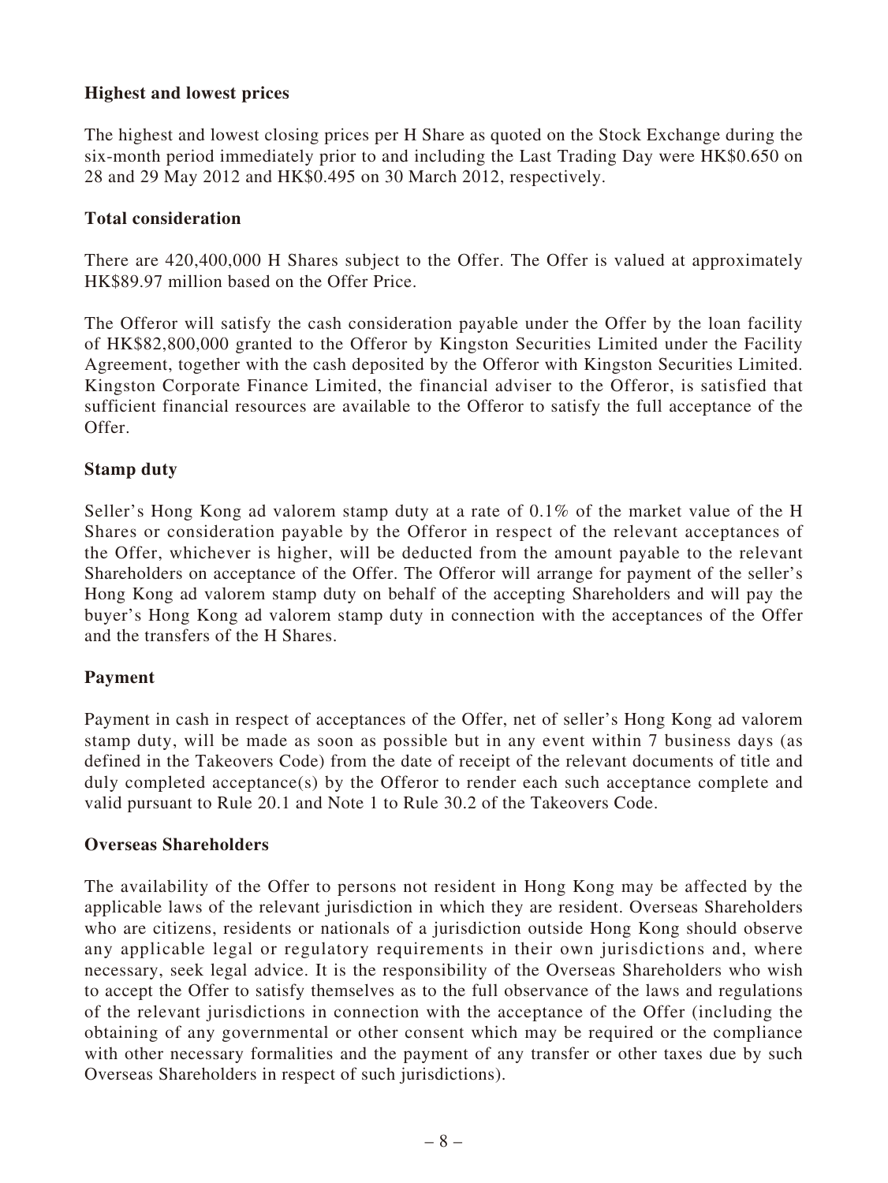**Highest and lowest prices**

The highest and lowest closing prices per H Share as quoted on the Stock Exchange during the six-month period immediately prior to and including the Last Trading Day were HK$0.650 on 28 and 29 May 2012 and HK$0.495 on 30 March 2012, respectively.

**Total consideration**

There are 420,400,000 H Shares subject to the Offer. The Offer is valued at approximately HK$89.97 million based on the Offer Price.

The Offeror will satisfy the cash consideration payable under the Offer by the loan facility of HK$82,800,000 granted to the Offeror by Kingston Securities Limited under the Facility Agreement, together with the cash deposited by the Offeror with Kingston Securities Limited. Kingston Corporate Finance Limited, the financial adviser to the Offeror, is satisfied that sufficient financial resources are available to the Offeror to satisfy the full acceptance of the Offer.

**Stamp duty**

Seller's Hong Kong ad valorem stamp duty at a rate of 0.1% of the market value of the H Shares or consideration payable by the Offeror in respect of the relevant acceptances of the Offer, whichever is higher, will be deducted from the amount payable to the relevant Shareholders on acceptance of the Offer. The Offeror will arrange for payment of the seller's Hong Kong ad valorem stamp duty on behalf of the accepting Shareholders and will pay the buyer's Hong Kong ad valorem stamp duty in connection with the acceptances of the Offer and the transfers of the H Shares.

**Payment**

Payment in cash in respect of acceptances of the Offer, net of seller's Hong Kong ad valorem stamp duty, will be made as soon as possible but in any event within 7 business days (as defined in the Takeovers Code) from the date of receipt of the relevant documents of title and duly completed acceptance(s) by the Offeror to render each such acceptance complete and valid pursuant to Rule 20.1 and Note 1 to Rule 30.2 of the Takeovers Code.

**Overseas Shareholders**

The availability of the Offer to persons not resident in Hong Kong may be affected by the applicable laws of the relevant jurisdiction in which they are resident. Overseas Shareholders who are citizens, residents or nationals of a jurisdiction outside Hong Kong should observe any applicable legal or regulatory requirements in their own jurisdictions and, where necessary, seek legal advice. It is the responsibility of the Overseas Shareholders who wish to accept the Offer to satisfy themselves as to the full observance of the laws and regulations of the relevant jurisdictions in connection with the acceptance of the Offer (including the obtaining of any governmental or other consent which may be required or the compliance with other necessary formalities and the payment of any transfer or other taxes due by such Overseas Shareholders in respect of such jurisdictions).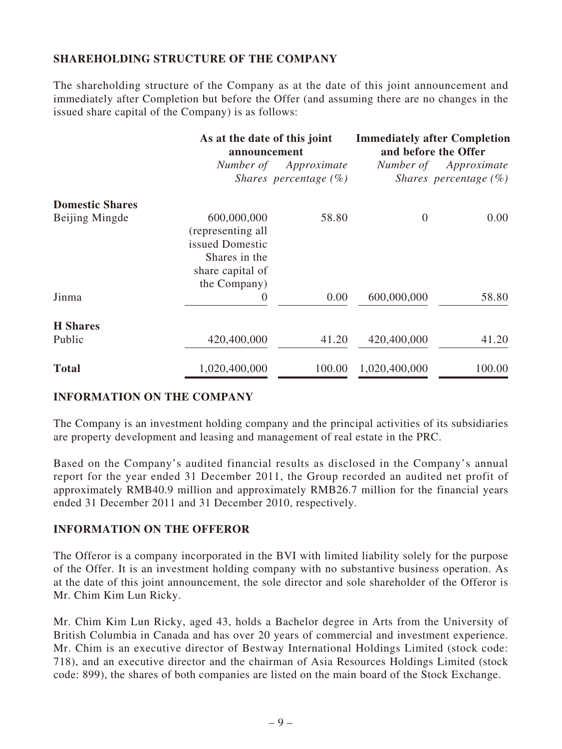## SHAREHOLDING STRUCTURE OF THE COMPANY

The shareholding structure of the Company as at the date of this joint announcement and immediately after Completion but before the Offer (and assuming there are no changes in the issued share capital of the Company) is as follows:

| | As at the date of this joint announcement | | Immediately after Completion and before the Offer | |
|---|---|---|---|---|
| | *Number of Shares* | *Approximate percentage (%)* | *Number of Shares* | *Approximate percentage (%)* |
| **Domestic Shares** | | | | |
| Beijing Mingde | 600,000,000 (representing all issued Domestic Shares in the share capital of the Company) | 58.80 | 0 | 0.00 |
| Jinma | 0 | 0.00 | 600,000,000 | 58.80 |
| **H Shares** | | | | |
| Public | 420,400,000 | 41.20 | 420,400,000 | 41.20 |
| **Total** | 1,020,400,000 | 100.00 | 1,020,400,000 | 100.00 |

## INFORMATION ON THE COMPANY

The Company is an investment holding company and the principal activities of its subsidiaries are property development and leasing and management of real estate in the PRC.

Based on the Company's audited financial results as disclosed in the Company's annual report for the year ended 31 December 2011, the Group recorded an audited net profit of approximately RMB40.9 million and approximately RMB26.7 million for the financial years ended 31 December 2011 and 31 December 2010, respectively.

## INFORMATION ON THE OFFEROR

The Offeror is a company incorporated in the BVI with limited liability solely for the purpose of the Offer. It is an investment holding company with no substantive business operation. As at the date of this joint announcement, the sole director and sole shareholder of the Offeror is Mr. Chim Kim Lun Ricky.

Mr. Chim Kim Lun Ricky, aged 43, holds a Bachelor degree in Arts from the University of British Columbia in Canada and has over 20 years of commercial and investment experience. Mr. Chim is an executive director of Bestway International Holdings Limited (stock code: 718), and an executive director and the chairman of Asia Resources Holdings Limited (stock code: 899), the shares of both companies are listed on the main board of the Stock Exchange.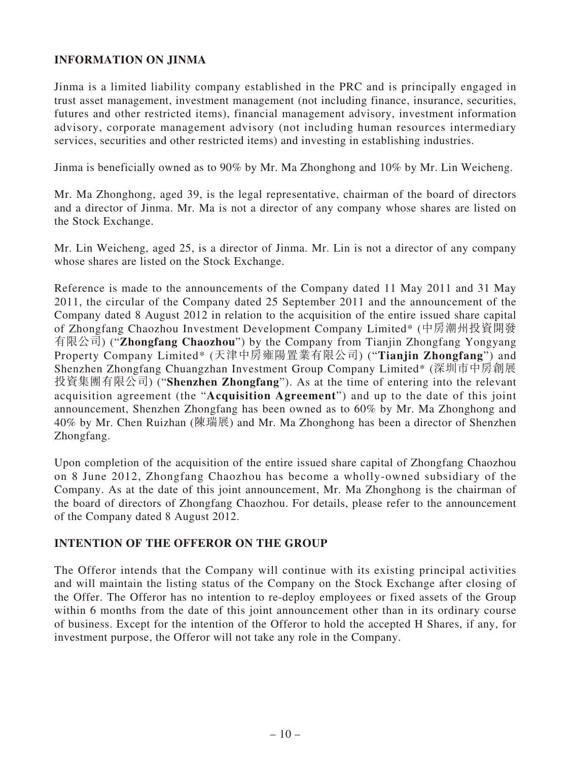## INFORMATION ON JINMA

Jinma is a limited liability company established in the PRC and is principally engaged in trust asset management, investment management (not including finance, insurance, securities, futures and other restricted items), financial management advisory, investment information advisory, corporate management advisory (not including human resources intermediary services, securities and other restricted items) and investing in establishing industries.

Jinma is beneficially owned as to 90% by Mr. Ma Zhonghong and 10% by Mr. Lin Weicheng.

Mr. Ma Zhonghong, aged 39, is the legal representative, chairman of the board of directors and a director of Jinma. Mr. Ma is not a director of any company whose shares are listed on the Stock Exchange.

Mr. Lin Weicheng, aged 25, is a director of Jinma. Mr. Lin is not a director of any company whose shares are listed on the Stock Exchange.

Reference is made to the announcements of the Company dated 11 May 2011 and 31 May 2011, the circular of the Company dated 25 September 2011 and the announcement of the Company dated 8 August 2012 in relation to the acquisition of the entire issued share capital of Zhongfang Chaozhou Investment Development Company Limited* (中房潮州投資開發有限公司) ("**Zhongfang Chaozhou**") by the Company from Tianjin Zhongfang Yongyang Property Company Limited* (天津中房雍陽置業有限公司) ("**Tianjin Zhongfang**") and Shenzhen Zhongfang Chuangzhan Investment Group Company Limited* (深圳市中房創展投資集團有限公司) ("**Shenzhen Zhongfang**"). As at the time of entering into the relevant acquisition agreement (the "**Acquisition Agreement**") and up to the date of this joint announcement, Shenzhen Zhongfang has been owned as to 60% by Mr. Ma Zhonghong and 40% by Mr. Chen Ruizhan (陳瑞展) and Mr. Ma Zhonghong has been a director of Shenzhen Zhongfang.

Upon completion of the acquisition of the entire issued share capital of Zhongfang Chaozhou on 8 June 2012, Zhongfang Chaozhou has become a wholly-owned subsidiary of the Company. As at the date of this joint announcement, Mr. Ma Zhonghong is the chairman of the board of directors of Zhongfang Chaozhou. For details, please refer to the announcement of the Company dated 8 August 2012.

## INTENTION OF THE OFFEROR ON THE GROUP

The Offeror intends that the Company will continue with its existing principal activities and will maintain the listing status of the Company on the Stock Exchange after closing of the Offer. The Offeror has no intention to re-deploy employees or fixed assets of the Group within 6 months from the date of this joint announcement other than in its ordinary course of business. Except for the intention of the Offeror to hold the accepted H Shares, if any, for investment purpose, the Offeror will not take any role in the Company.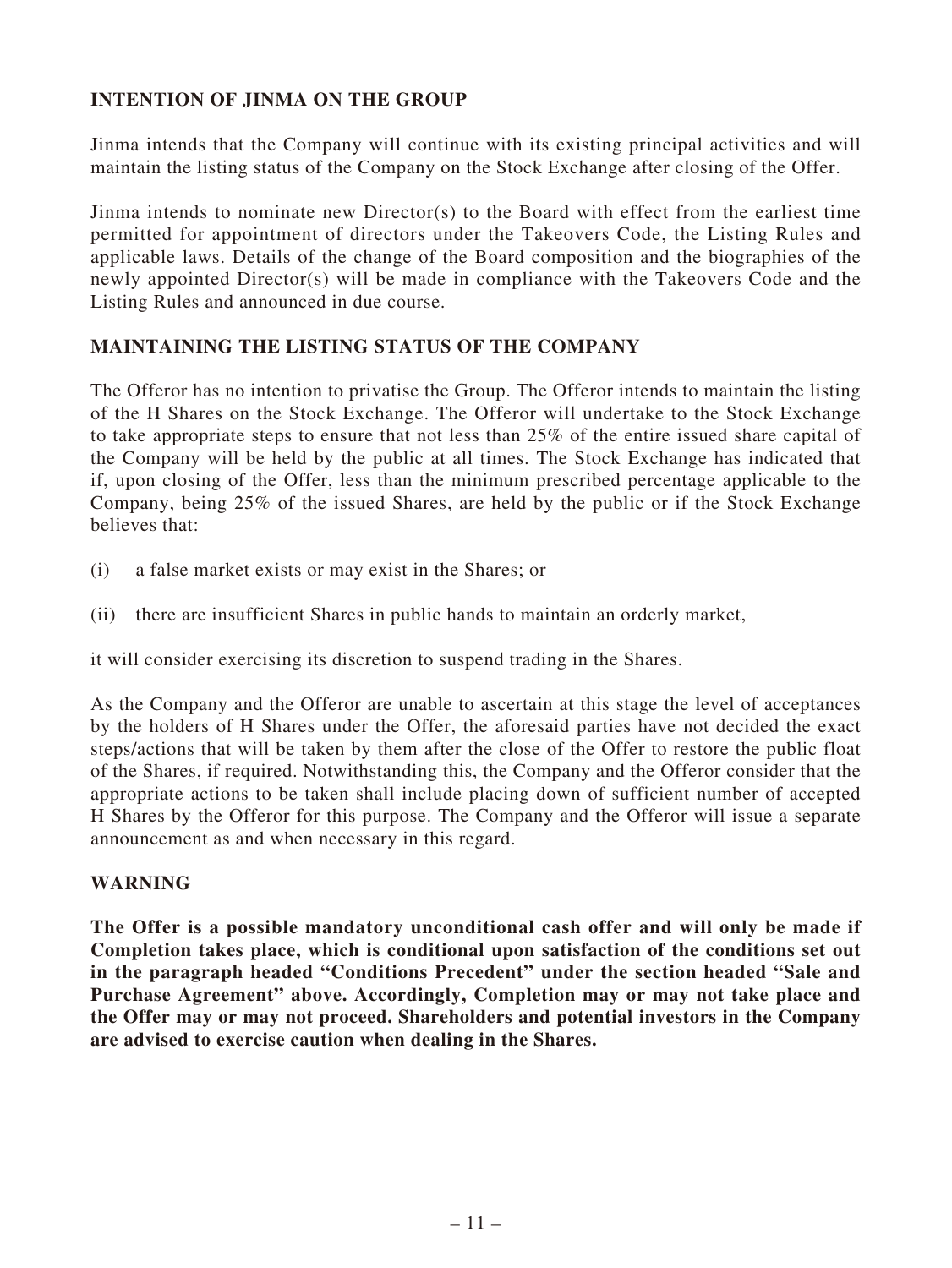## INTENTION OF JINMA ON THE GROUP

Jinma intends that the Company will continue with its existing principal activities and will maintain the listing status of the Company on the Stock Exchange after closing of the Offer.

Jinma intends to nominate new Director(s) to the Board with effect from the earliest time permitted for appointment of directors under the Takeovers Code, the Listing Rules and applicable laws. Details of the change of the Board composition and the biographies of the newly appointed Director(s) will be made in compliance with the Takeovers Code and the Listing Rules and announced in due course.

## MAINTAINING THE LISTING STATUS OF THE COMPANY

The Offeror has no intention to privatise the Group. The Offeror intends to maintain the listing of the H Shares on the Stock Exchange. The Offeror will undertake to the Stock Exchange to take appropriate steps to ensure that not less than 25% of the entire issued share capital of the Company will be held by the public at all times. The Stock Exchange has indicated that if, upon closing of the Offer, less than the minimum prescribed percentage applicable to the Company, being 25% of the issued Shares, are held by the public or if the Stock Exchange believes that:

(i) a false market exists or may exist in the Shares; or

(ii) there are insufficient Shares in public hands to maintain an orderly market,

it will consider exercising its discretion to suspend trading in the Shares.

As the Company and the Offeror are unable to ascertain at this stage the level of acceptances by the holders of H Shares under the Offer, the aforesaid parties have not decided the exact steps/actions that will be taken by them after the close of the Offer to restore the public float of the Shares, if required. Notwithstanding this, the Company and the Offeror consider that the appropriate actions to be taken shall include placing down of sufficient number of accepted H Shares by the Offeror for this purpose. The Company and the Offeror will issue a separate announcement as and when necessary in this regard.

## WARNING

**The Offer is a possible mandatory unconditional cash offer and will only be made if Completion takes place, which is conditional upon satisfaction of the conditions set out in the paragraph headed "Conditions Precedent" under the section headed "Sale and Purchase Agreement" above. Accordingly, Completion may or may not take place and the Offer may or may not proceed. Shareholders and potential investors in the Company are advised to exercise caution when dealing in the Shares.**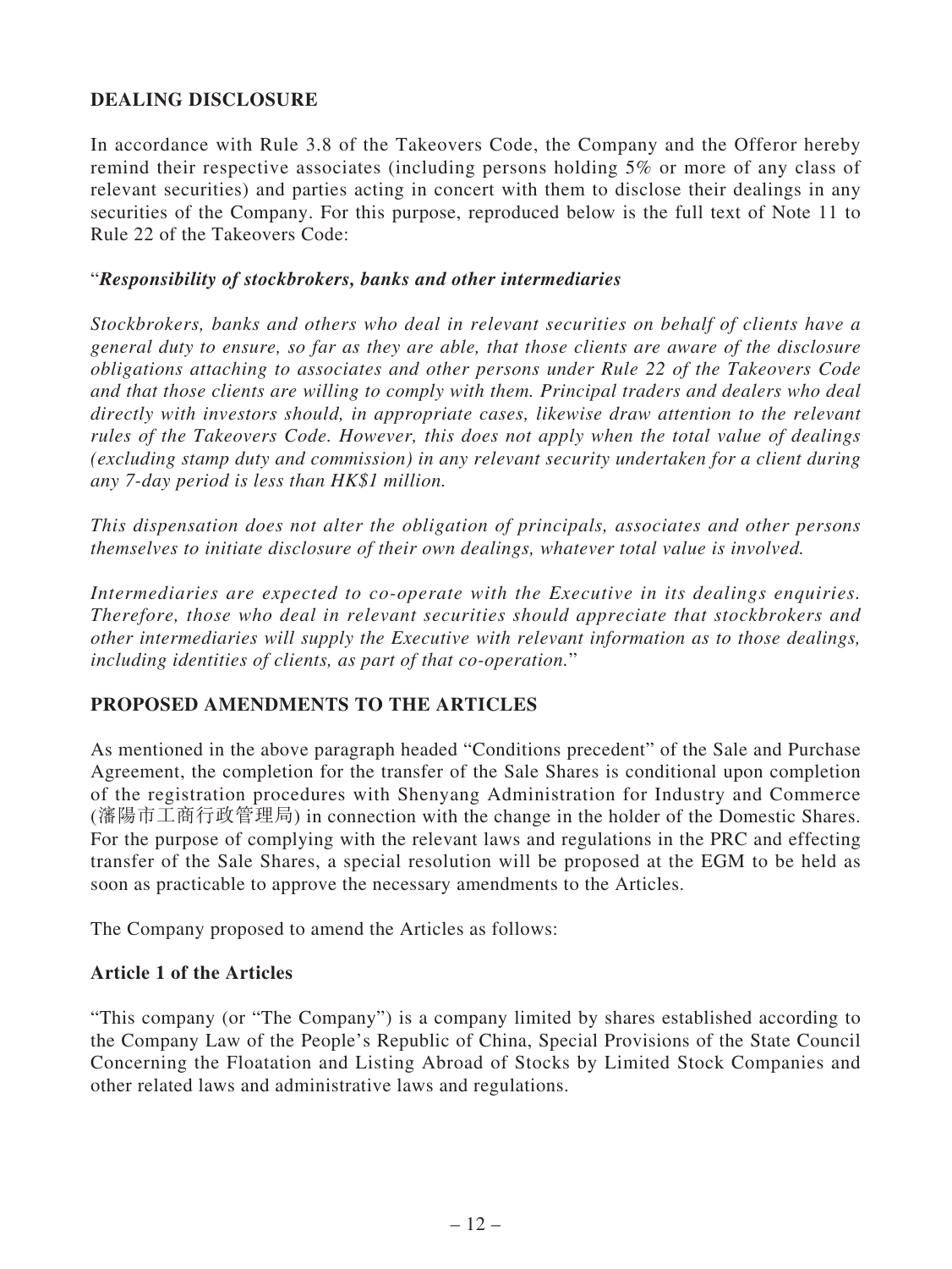## DEALING DISCLOSURE

In accordance with Rule 3.8 of the Takeovers Code, the Company and the Offeror hereby remind their respective associates (including persons holding 5% or more of any class of relevant securities) and parties acting in concert with them to disclose their dealings in any securities of the Company. For this purpose, reproduced below is the full text of Note 11 to Rule 22 of the Takeovers Code:

"***Responsibility of stockbrokers, banks and other intermediaries***

*Stockbrokers, banks and others who deal in relevant securities on behalf of clients have a general duty to ensure, so far as they are able, that those clients are aware of the disclosure obligations attaching to associates and other persons under Rule 22 of the Takeovers Code and that those clients are willing to comply with them. Principal traders and dealers who deal directly with investors should, in appropriate cases, likewise draw attention to the relevant rules of the Takeovers Code. However, this does not apply when the total value of dealings (excluding stamp duty and commission) in any relevant security undertaken for a client during any 7-day period is less than HK$1 million.*

*This dispensation does not alter the obligation of principals, associates and other persons themselves to initiate disclosure of their own dealings, whatever total value is involved.*

*Intermediaries are expected to co-operate with the Executive in its dealings enquiries. Therefore, those who deal in relevant securities should appreciate that stockbrokers and other intermediaries will supply the Executive with relevant information as to those dealings, including identities of clients, as part of that co-operation.*"

## PROPOSED AMENDMENTS TO THE ARTICLES

As mentioned in the above paragraph headed "Conditions precedent" of the Sale and Purchase Agreement, the completion for the transfer of the Sale Shares is conditional upon completion of the registration procedures with Shenyang Administration for Industry and Commerce (瀋陽市工商行政管理局) in connection with the change in the holder of the Domestic Shares. For the purpose of complying with the relevant laws and regulations in the PRC and effecting transfer of the Sale Shares, a special resolution will be proposed at the EGM to be held as soon as practicable to approve the necessary amendments to the Articles.

The Company proposed to amend the Articles as follows:

### Article 1 of the Articles

"This company (or "The Company") is a company limited by shares established according to the Company Law of the People's Republic of China, Special Provisions of the State Council Concerning the Floatation and Listing Abroad of Stocks by Limited Stock Companies and other related laws and administrative laws and regulations.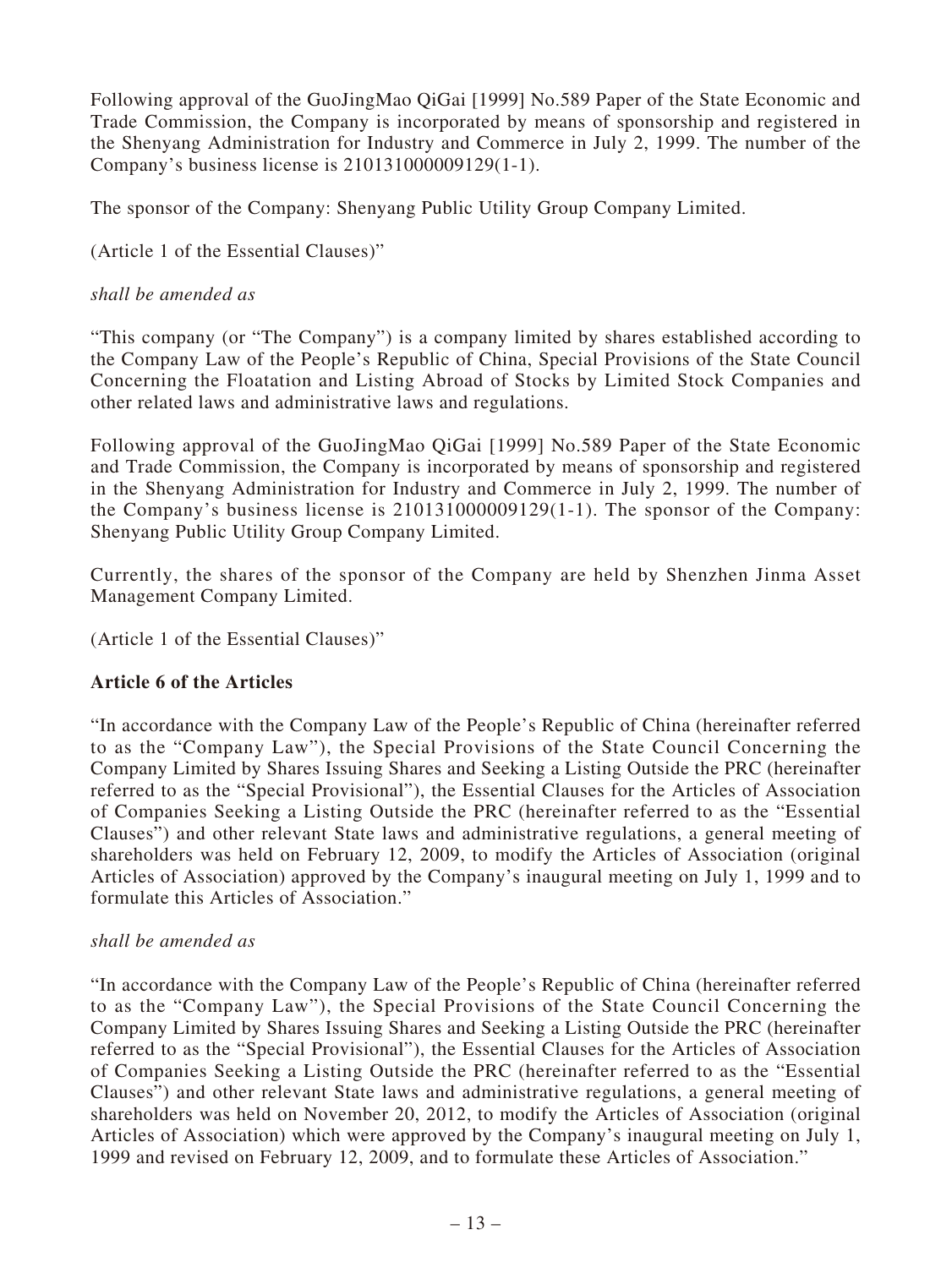Following approval of the GuoJingMao QiGai [1999] No.589 Paper of the State Economic and Trade Commission, the Company is incorporated by means of sponsorship and registered in the Shenyang Administration for Industry and Commerce in July 2, 1999. The number of the Company's business license is 210131000009129(1-1).

The sponsor of the Company: Shenyang Public Utility Group Company Limited.

(Article 1 of the Essential Clauses)"

*shall be amended as*

"This company (or "The Company") is a company limited by shares established according to the Company Law of the People's Republic of China, Special Provisions of the State Council Concerning the Floatation and Listing Abroad of Stocks by Limited Stock Companies and other related laws and administrative laws and regulations.

Following approval of the GuoJingMao QiGai [1999] No.589 Paper of the State Economic and Trade Commission, the Company is incorporated by means of sponsorship and registered in the Shenyang Administration for Industry and Commerce in July 2, 1999. The number of the Company's business license is 210131000009129(1-1). The sponsor of the Company: Shenyang Public Utility Group Company Limited.

Currently, the shares of the sponsor of the Company are held by Shenzhen Jinma Asset Management Company Limited.

(Article 1 of the Essential Clauses)"

**Article 6 of the Articles**

"In accordance with the Company Law of the People's Republic of China (hereinafter referred to as the "Company Law"), the Special Provisions of the State Council Concerning the Company Limited by Shares Issuing Shares and Seeking a Listing Outside the PRC (hereinafter referred to as the "Special Provisional"), the Essential Clauses for the Articles of Association of Companies Seeking a Listing Outside the PRC (hereinafter referred to as the "Essential Clauses") and other relevant State laws and administrative regulations, a general meeting of shareholders was held on February 12, 2009, to modify the Articles of Association (original Articles of Association) approved by the Company's inaugural meeting on July 1, 1999 and to formulate this Articles of Association."

*shall be amended as*

"In accordance with the Company Law of the People's Republic of China (hereinafter referred to as the "Company Law"), the Special Provisions of the State Council Concerning the Company Limited by Shares Issuing Shares and Seeking a Listing Outside the PRC (hereinafter referred to as the "Special Provisional"), the Essential Clauses for the Articles of Association of Companies Seeking a Listing Outside the PRC (hereinafter referred to as the "Essential Clauses") and other relevant State laws and administrative regulations, a general meeting of shareholders was held on November 20, 2012, to modify the Articles of Association (original Articles of Association) which were approved by the Company's inaugural meeting on July 1, 1999 and revised on February 12, 2009, and to formulate these Articles of Association."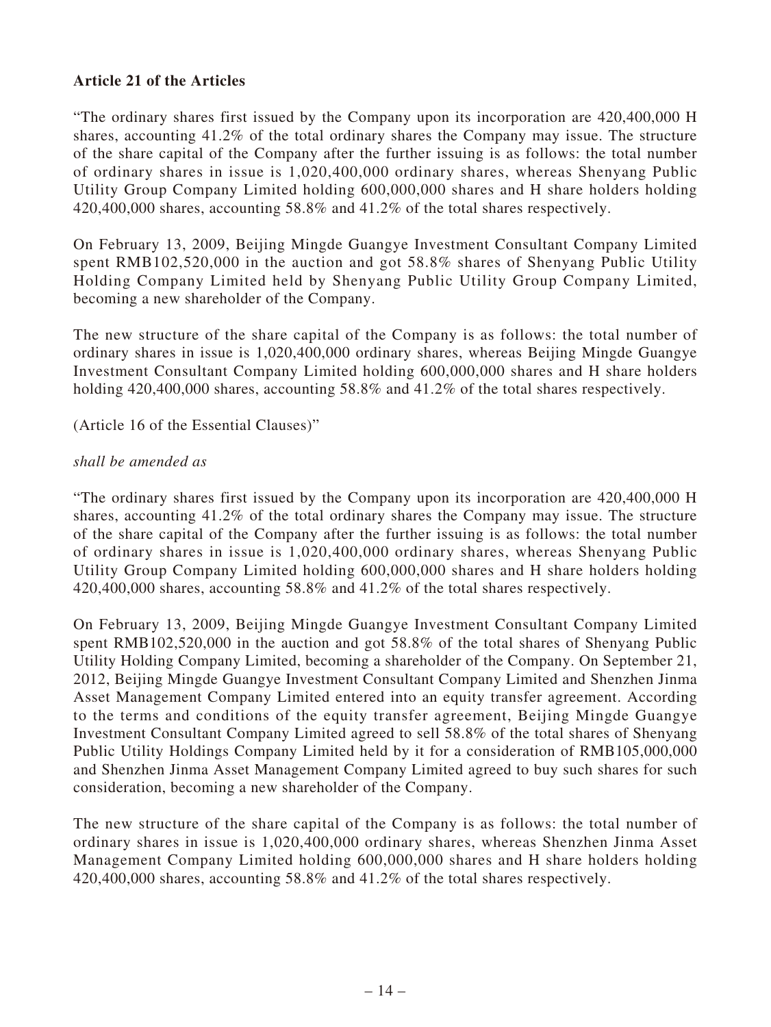**Article 21 of the Articles**

"The ordinary shares first issued by the Company upon its incorporation are 420,400,000 H shares, accounting 41.2% of the total ordinary shares the Company may issue. The structure of the share capital of the Company after the further issuing is as follows: the total number of ordinary shares in issue is 1,020,400,000 ordinary shares, whereas Shenyang Public Utility Group Company Limited holding 600,000,000 shares and H share holders holding 420,400,000 shares, accounting 58.8% and 41.2% of the total shares respectively.

On February 13, 2009, Beijing Mingde Guangye Investment Consultant Company Limited spent RMB102,520,000 in the auction and got 58.8% shares of Shenyang Public Utility Holding Company Limited held by Shenyang Public Utility Group Company Limited, becoming a new shareholder of the Company.

The new structure of the share capital of the Company is as follows: the total number of ordinary shares in issue is 1,020,400,000 ordinary shares, whereas Beijing Mingde Guangye Investment Consultant Company Limited holding 600,000,000 shares and H share holders holding 420,400,000 shares, accounting 58.8% and 41.2% of the total shares respectively.

(Article 16 of the Essential Clauses)"

*shall be amended as*

"The ordinary shares first issued by the Company upon its incorporation are 420,400,000 H shares, accounting 41.2% of the total ordinary shares the Company may issue. The structure of the share capital of the Company after the further issuing is as follows: the total number of ordinary shares in issue is 1,020,400,000 ordinary shares, whereas Shenyang Public Utility Group Company Limited holding 600,000,000 shares and H share holders holding 420,400,000 shares, accounting 58.8% and 41.2% of the total shares respectively.

On February 13, 2009, Beijing Mingde Guangye Investment Consultant Company Limited spent RMB102,520,000 in the auction and got 58.8% of the total shares of Shenyang Public Utility Holding Company Limited, becoming a shareholder of the Company. On September 21, 2012, Beijing Mingde Guangye Investment Consultant Company Limited and Shenzhen Jinma Asset Management Company Limited entered into an equity transfer agreement. According to the terms and conditions of the equity transfer agreement, Beijing Mingde Guangye Investment Consultant Company Limited agreed to sell 58.8% of the total shares of Shenyang Public Utility Holdings Company Limited held by it for a consideration of RMB105,000,000 and Shenzhen Jinma Asset Management Company Limited agreed to buy such shares for such consideration, becoming a new shareholder of the Company.

The new structure of the share capital of the Company is as follows: the total number of ordinary shares in issue is 1,020,400,000 ordinary shares, whereas Shenzhen Jinma Asset Management Company Limited holding 600,000,000 shares and H share holders holding 420,400,000 shares, accounting 58.8% and 41.2% of the total shares respectively.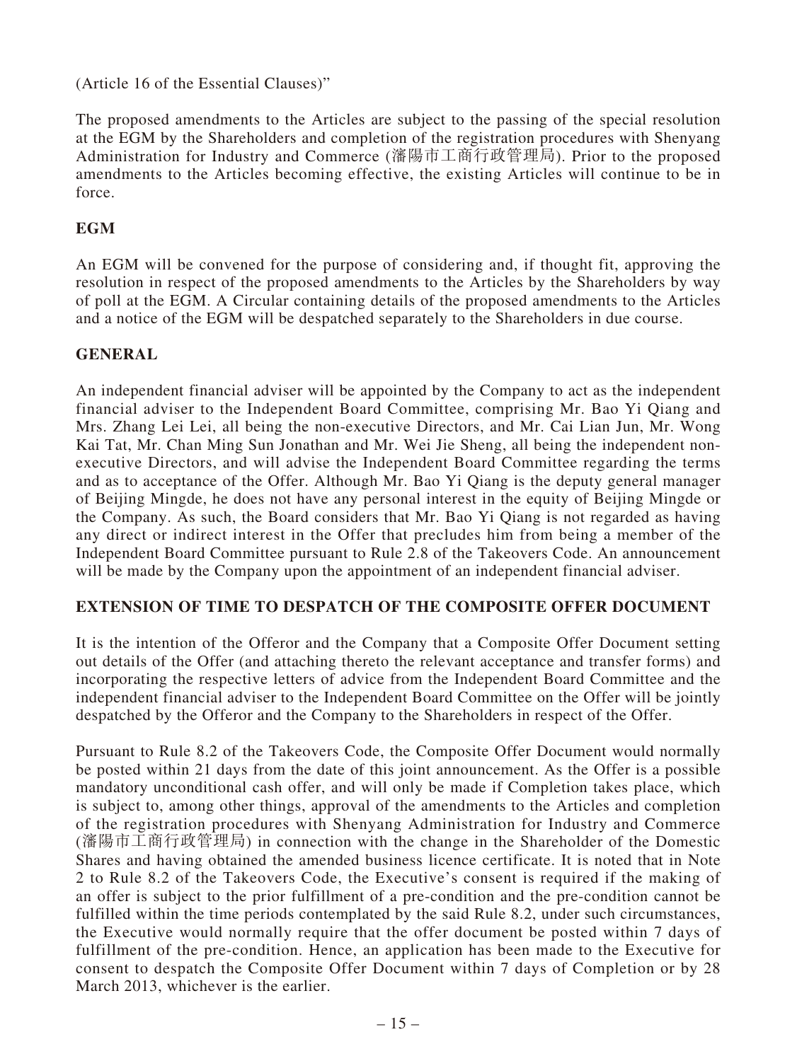(Article 16 of the Essential Clauses)"

The proposed amendments to the Articles are subject to the passing of the special resolution at the EGM by the Shareholders and completion of the registration procedures with Shenyang Administration for Industry and Commerce (瀋陽市工商行政管理局). Prior to the proposed amendments to the Articles becoming effective, the existing Articles will continue to be in force.

## EGM

An EGM will be convened for the purpose of considering and, if thought fit, approving the resolution in respect of the proposed amendments to the Articles by the Shareholders by way of poll at the EGM. A Circular containing details of the proposed amendments to the Articles and a notice of the EGM will be despatched separately to the Shareholders in due course.

## GENERAL

An independent financial adviser will be appointed by the Company to act as the independent financial adviser to the Independent Board Committee, comprising Mr. Bao Yi Qiang and Mrs. Zhang Lei Lei, all being the non-executive Directors, and Mr. Cai Lian Jun, Mr. Wong Kai Tat, Mr. Chan Ming Sun Jonathan and Mr. Wei Jie Sheng, all being the independent non-executive Directors, and will advise the Independent Board Committee regarding the terms and as to acceptance of the Offer. Although Mr. Bao Yi Qiang is the deputy general manager of Beijing Mingde, he does not have any personal interest in the equity of Beijing Mingde or the Company. As such, the Board considers that Mr. Bao Yi Qiang is not regarded as having any direct or indirect interest in the Offer that precludes him from being a member of the Independent Board Committee pursuant to Rule 2.8 of the Takeovers Code. An announcement will be made by the Company upon the appointment of an independent financial adviser.

## EXTENSION OF TIME TO DESPATCH OF THE COMPOSITE OFFER DOCUMENT

It is the intention of the Offeror and the Company that a Composite Offer Document setting out details of the Offer (and attaching thereto the relevant acceptance and transfer forms) and incorporating the respective letters of advice from the Independent Board Committee and the independent financial adviser to the Independent Board Committee on the Offer will be jointly despatched by the Offeror and the Company to the Shareholders in respect of the Offer.

Pursuant to Rule 8.2 of the Takeovers Code, the Composite Offer Document would normally be posted within 21 days from the date of this joint announcement. As the Offer is a possible mandatory unconditional cash offer, and will only be made if Completion takes place, which is subject to, among other things, approval of the amendments to the Articles and completion of the registration procedures with Shenyang Administration for Industry and Commerce (瀋陽市工商行政管理局) in connection with the change in the Shareholder of the Domestic Shares and having obtained the amended business licence certificate. It is noted that in Note 2 to Rule 8.2 of the Takeovers Code, the Executive's consent is required if the making of an offer is subject to the prior fulfillment of a pre-condition and the pre-condition cannot be fulfilled within the time periods contemplated by the said Rule 8.2, under such circumstances, the Executive would normally require that the offer document be posted within 7 days of fulfillment of the pre-condition. Hence, an application has been made to the Executive for consent to despatch the Composite Offer Document within 7 days of Completion or by 28 March 2013, whichever is the earlier.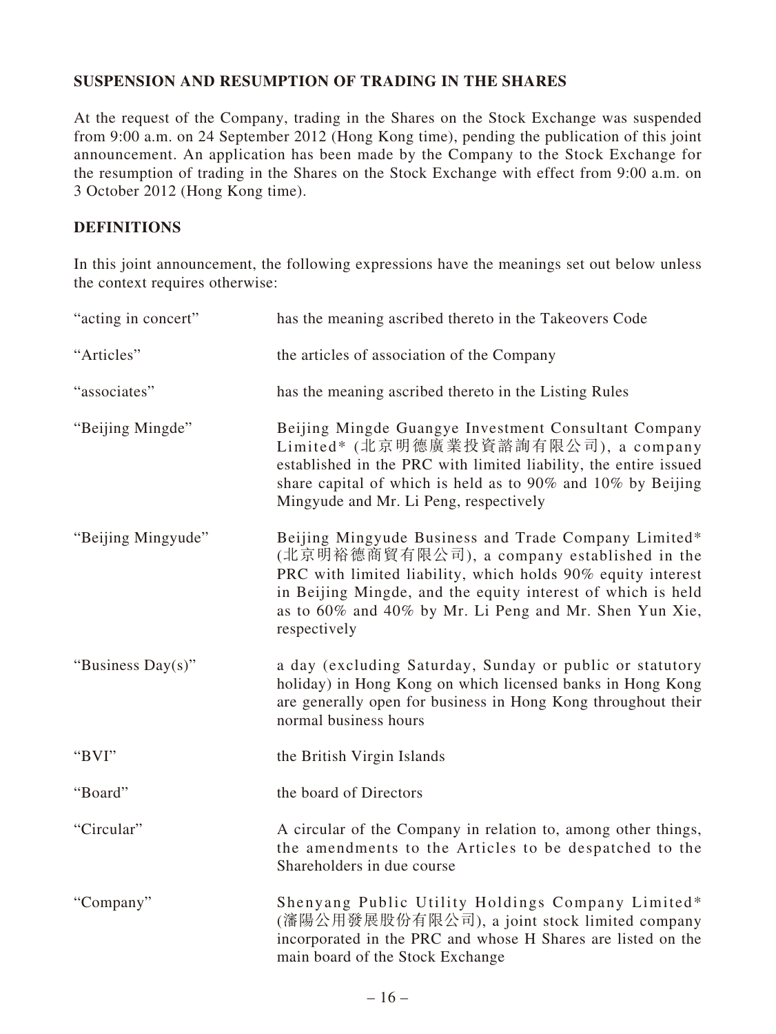## SUSPENSION AND RESUMPTION OF TRADING IN THE SHARES

At the request of the Company, trading in the Shares on the Stock Exchange was suspended from 9:00 a.m. on 24 September 2012 (Hong Kong time), pending the publication of this joint announcement. An application has been made by the Company to the Stock Exchange for the resumption of trading in the Shares on the Stock Exchange with effect from 9:00 a.m. on 3 October 2012 (Hong Kong time).

## DEFINITIONS

In this joint announcement, the following expressions have the meanings set out below unless the context requires otherwise:

| | |
|---|---|
| "acting in concert" | has the meaning ascribed thereto in the Takeovers Code |
| "Articles" | the articles of association of the Company |
| "associates" | has the meaning ascribed thereto in the Listing Rules |
| "Beijing Mingde" | Beijing Mingde Guangye Investment Consultant Company Limited* (北京明德廣業投資諮詢有限公司), a company established in the PRC with limited liability, the entire issued share capital of which is held as to 90% and 10% by Beijing Mingyude and Mr. Li Peng, respectively |
| "Beijing Mingyude" | Beijing Mingyude Business and Trade Company Limited* (北京明裕德商貿有限公司), a company established in the PRC with limited liability, which holds 90% equity interest in Beijing Mingde, and the equity interest of which is held as to 60% and 40% by Mr. Li Peng and Mr. Shen Yun Xie, respectively |
| "Business Day(s)" | a day (excluding Saturday, Sunday or public or statutory holiday) in Hong Kong on which licensed banks in Hong Kong are generally open for business in Hong Kong throughout their normal business hours |
| "BVI" | the British Virgin Islands |
| "Board" | the board of Directors |
| "Circular" | A circular of the Company in relation to, among other things, the amendments to the Articles to be despatched to the Shareholders in due course |
| "Company" | Shenyang Public Utility Holdings Company Limited* (瀋陽公用發展股份有限公司), a joint stock limited company incorporated in the PRC and whose H Shares are listed on the main board of the Stock Exchange |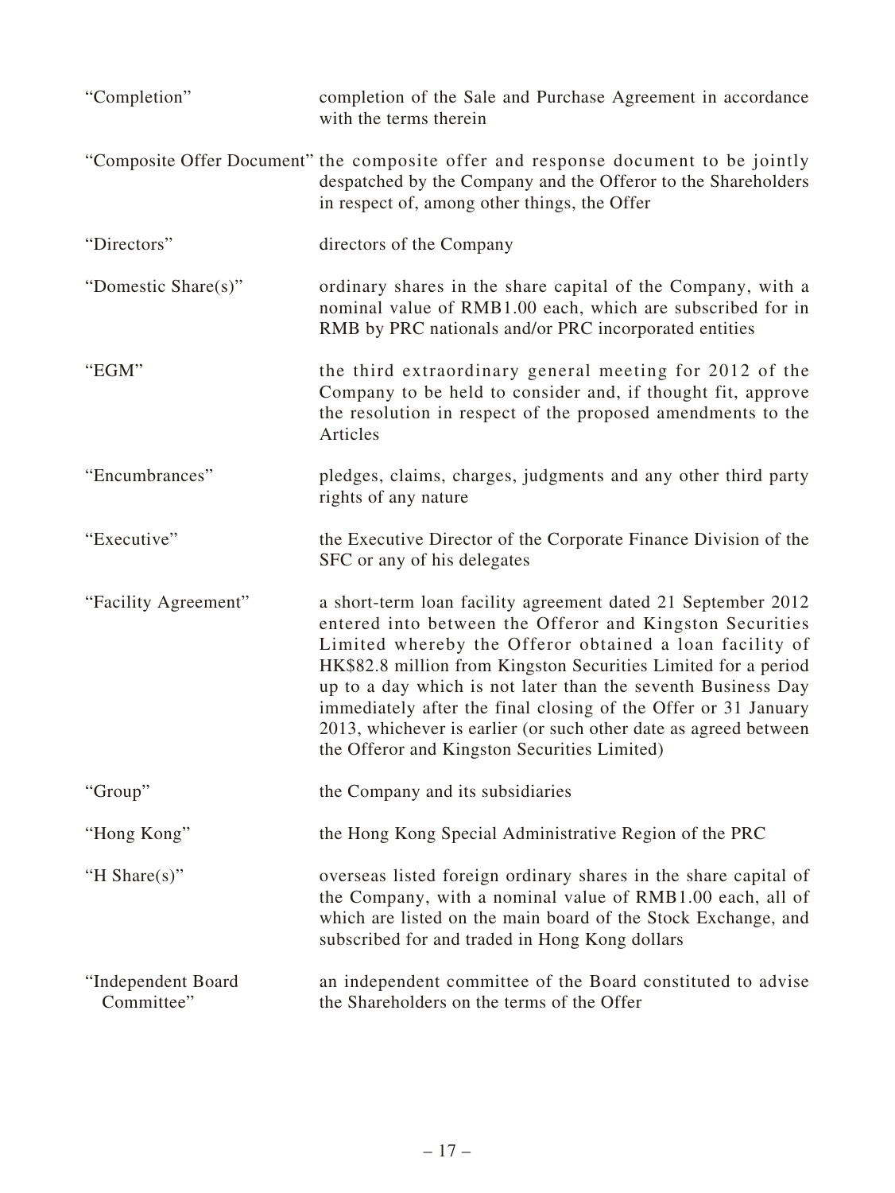| | |
|---|---|
| "Completion" | completion of the Sale and Purchase Agreement in accordance with the terms therein |
| "Composite Offer Document" | the composite offer and response document to be jointly despatched by the Company and the Offeror to the Shareholders in respect of, among other things, the Offer |
| "Directors" | directors of the Company |
| "Domestic Share(s)" | ordinary shares in the share capital of the Company, with a nominal value of RMB1.00 each, which are subscribed for in RMB by PRC nationals and/or PRC incorporated entities |
| "EGM" | the third extraordinary general meeting for 2012 of the Company to be held to consider and, if thought fit, approve the resolution in respect of the proposed amendments to the Articles |
| "Encumbrances" | pledges, claims, charges, judgments and any other third party rights of any nature |
| "Executive" | the Executive Director of the Corporate Finance Division of the SFC or any of his delegates |
| "Facility Agreement" | a short-term loan facility agreement dated 21 September 2012 entered into between the Offeror and Kingston Securities Limited whereby the Offeror obtained a loan facility of HK$82.8 million from Kingston Securities Limited for a period up to a day which is not later than the seventh Business Day immediately after the final closing of the Offer or 31 January 2013, whichever is earlier (or such other date as agreed between the Offeror and Kingston Securities Limited) |
| "Group" | the Company and its subsidiaries |
| "Hong Kong" | the Hong Kong Special Administrative Region of the PRC |
| "H Share(s)" | overseas listed foreign ordinary shares in the share capital of the Company, with a nominal value of RMB1.00 each, all of which are listed on the main board of the Stock Exchange, and subscribed for and traded in Hong Kong dollars |
| "Independent Board Committee" | an independent committee of the Board constituted to advise the Shareholders on the terms of the Offer |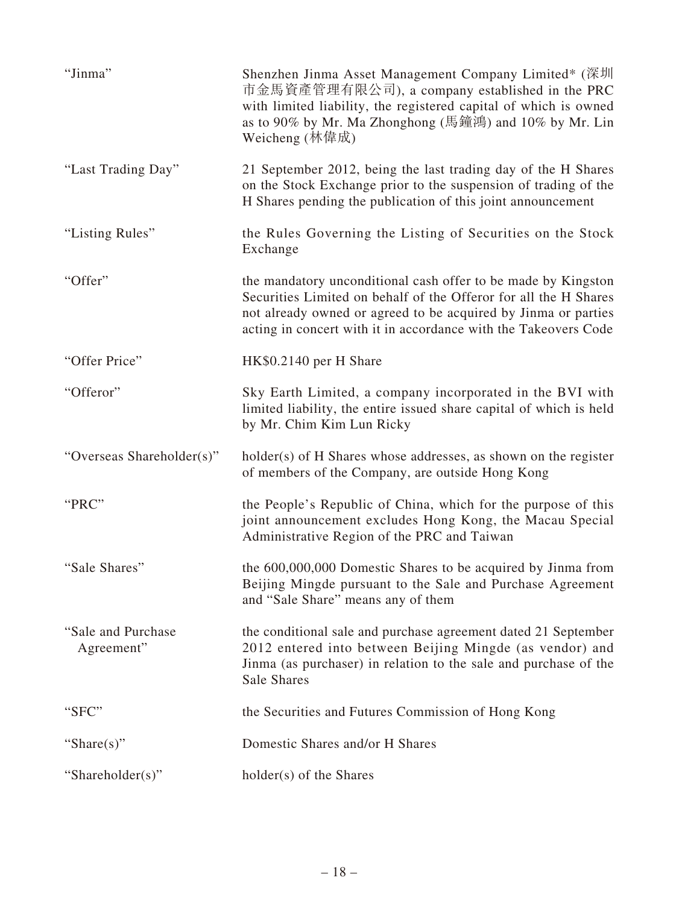| | |
|---|---|
| "Jinma" | Shenzhen Jinma Asset Management Company Limited* (深圳市金馬資產管理有限公司), a company established in the PRC with limited liability, the registered capital of which is owned as to 90% by Mr. Ma Zhonghong (馬鐘鴻) and 10% by Mr. Lin Weicheng (林偉成) |
| "Last Trading Day" | 21 September 2012, being the last trading day of the H Shares on the Stock Exchange prior to the suspension of trading of the H Shares pending the publication of this joint announcement |
| "Listing Rules" | the Rules Governing the Listing of Securities on the Stock Exchange |
| "Offer" | the mandatory unconditional cash offer to be made by Kingston Securities Limited on behalf of the Offeror for all the H Shares not already owned or agreed to be acquired by Jinma or parties acting in concert with it in accordance with the Takeovers Code |
| "Offer Price" | HK$0.2140 per H Share |
| "Offeror" | Sky Earth Limited, a company incorporated in the BVI with limited liability, the entire issued share capital of which is held by Mr. Chim Kim Lun Ricky |
| "Overseas Shareholder(s)" | holder(s) of H Shares whose addresses, as shown on the register of members of the Company, are outside Hong Kong |
| "PRC" | the People's Republic of China, which for the purpose of this joint announcement excludes Hong Kong, the Macau Special Administrative Region of the PRC and Taiwan |
| "Sale Shares" | the 600,000,000 Domestic Shares to be acquired by Jinma from Beijing Mingde pursuant to the Sale and Purchase Agreement and "Sale Share" means any of them |
| "Sale and Purchase Agreement" | the conditional sale and purchase agreement dated 21 September 2012 entered into between Beijing Mingde (as vendor) and Jinma (as purchaser) in relation to the sale and purchase of the Sale Shares |
| "SFC" | the Securities and Futures Commission of Hong Kong |
| "Share(s)" | Domestic Shares and/or H Shares |
| "Shareholder(s)" | holder(s) of the Shares |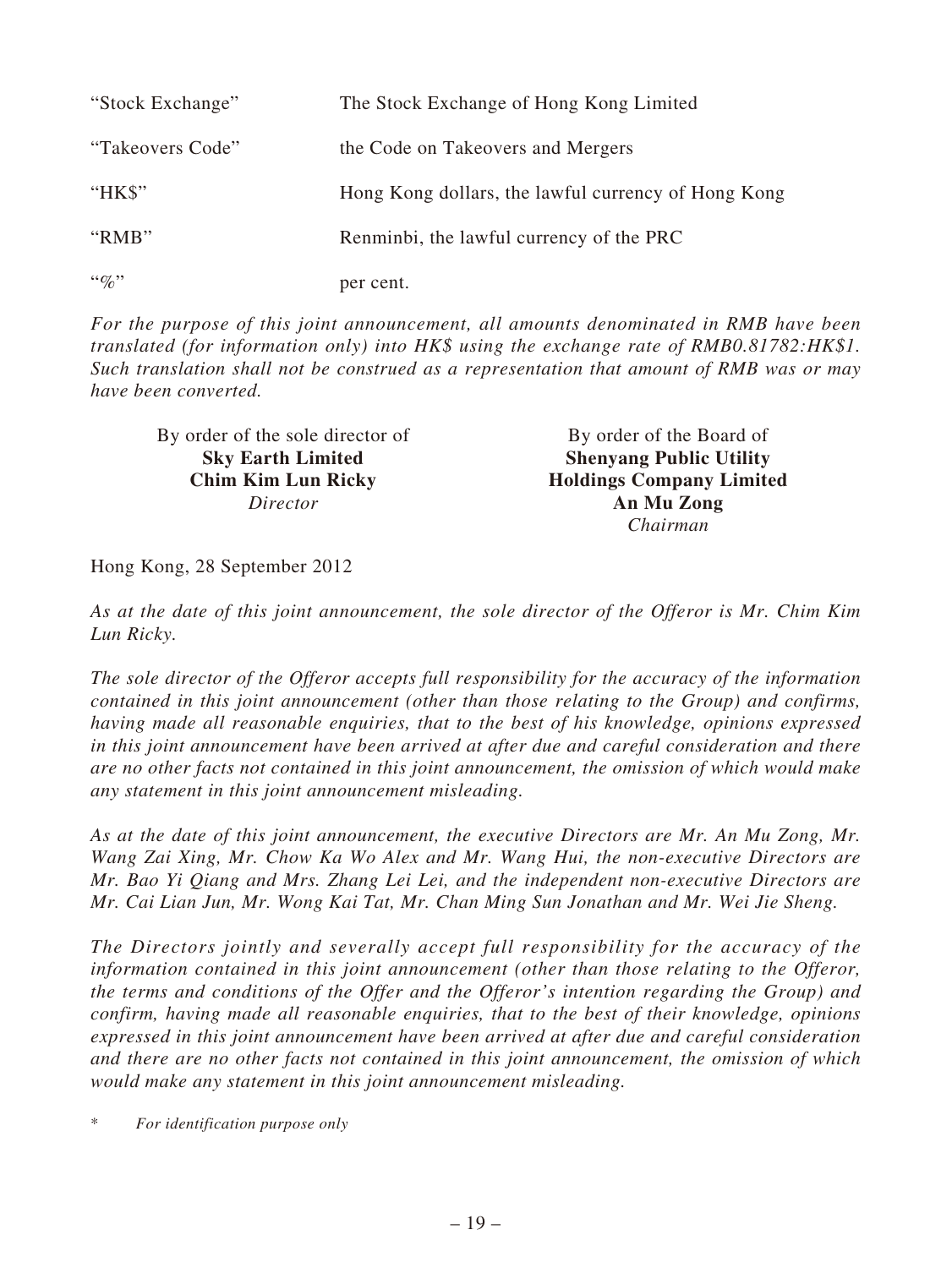| | |
|---|---|
| "Stock Exchange" | The Stock Exchange of Hong Kong Limited |
| "Takeovers Code" | the Code on Takeovers and Mergers |
| "HK$" | Hong Kong dollars, the lawful currency of Hong Kong |
| "RMB" | Renminbi, the lawful currency of the PRC |
| "%" | per cent. |

*For the purpose of this joint announcement, all amounts denominated in RMB have been translated (for information only) into HK$ using the exchange rate of RMB0.81782:HK$1. Such translation shall not be construed as a representation that amount of RMB was or may have been converted.*

By order of the sole director of
**Sky Earth Limited**
**Chim Kim Lun Ricky**
*Director*

By order of the Board of
**Shenyang Public Utility Holdings Company Limited**
**An Mu Zong**
*Chairman*

Hong Kong, 28 September 2012

*As at the date of this joint announcement, the sole director of the Offeror is Mr. Chim Kim Lun Ricky.*

*The sole director of the Offeror accepts full responsibility for the accuracy of the information contained in this joint announcement (other than those relating to the Group) and confirms, having made all reasonable enquiries, that to the best of his knowledge, opinions expressed in this joint announcement have been arrived at after due and careful consideration and there are no other facts not contained in this joint announcement, the omission of which would make any statement in this joint announcement misleading.*

*As at the date of this joint announcement, the executive Directors are Mr. An Mu Zong, Mr. Wang Zai Xing, Mr. Chow Ka Wo Alex and Mr. Wang Hui, the non-executive Directors are Mr. Bao Yi Qiang and Mrs. Zhang Lei Lei, and the independent non-executive Directors are Mr. Cai Lian Jun, Mr. Wong Kai Tat, Mr. Chan Ming Sun Jonathan and Mr. Wei Jie Sheng.*

*The Directors jointly and severally accept full responsibility for the accuracy of the information contained in this joint announcement (other than those relating to the Offeror, the terms and conditions of the Offer and the Offeror's intention regarding the Group) and confirm, having made all reasonable enquiries, that to the best of their knowledge, opinions expressed in this joint announcement have been arrived at after due and careful consideration and there are no other facts not contained in this joint announcement, the omission of which would make any statement in this joint announcement misleading.*

\* *For identification purpose only*